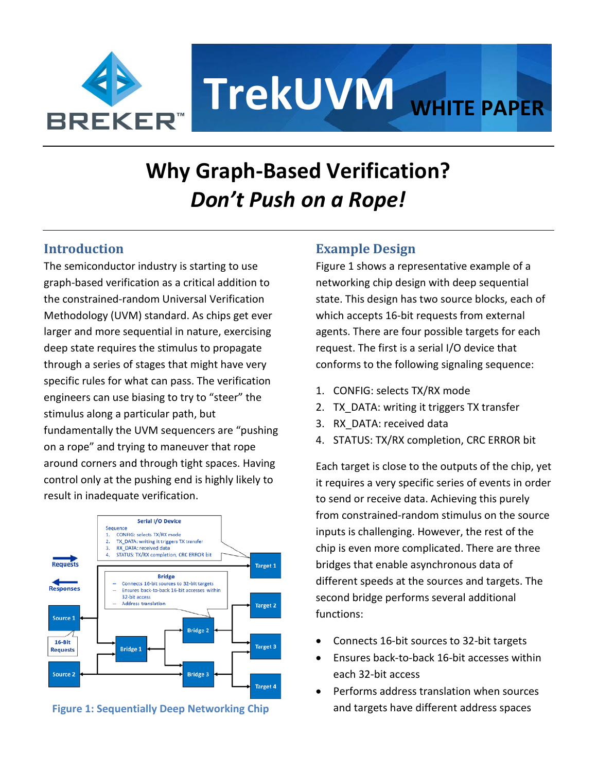# TrekUVM WHITE PAPER

# Why Graph-Based Verification? *Don't Push on a Rope!*

## Introduction

The semiconductor industry is starting to use graph-based verification as a critical addition to the constrained-random Universal Verification Methodology (UVM) standard. As chips get ever larger and more sequential in nature, exercising deep state requires the stimulus to propagate through a series of stages that might have very specific rules for what can pass. The verification engineers can use biasing to try to "steer" the stimulus along a particular path, but fundamentally the UVM sequencers are "pushing on a rope" and trying to maneuver that rope around corners and through tight spaces. Having control only at the pushing end is highly likely to result in inadequate verification.

Figure 1: Sequentially Deep Networking Chip

## Example Design

Figure 1 shows a representative example of a networking chip design with deep sequential state. This design has two source blocks, each of which accepts 16-bit requests from external agents. There are four possible targets for each request. The first is a serial I/O device that conforms to the following signaling sequence:

1. CONFIG: selects TX/RX mode
2. TX_DATA: writing it triggers TX transfer
3. RX_DATA: received data
4. STATUS: TX/RX completion, CRC ERROR bit

Each target is close to the outputs of the chip, yet it requires a very specific series of events in order to send or receive data. Achieving this purely from constrained-random stimulus on the source inputs is challenging. However, the rest of the chip is even more complicated. There are three bridges that enable asynchronous data of different speeds at the sources and targets. The second bridge performs several additional functions:

- Connects 16-bit sources to 32-bit targets
- Ensures back-to-back 16-bit accesses within each 32-bit access
- Performs address translation when sources and targets have different address spaces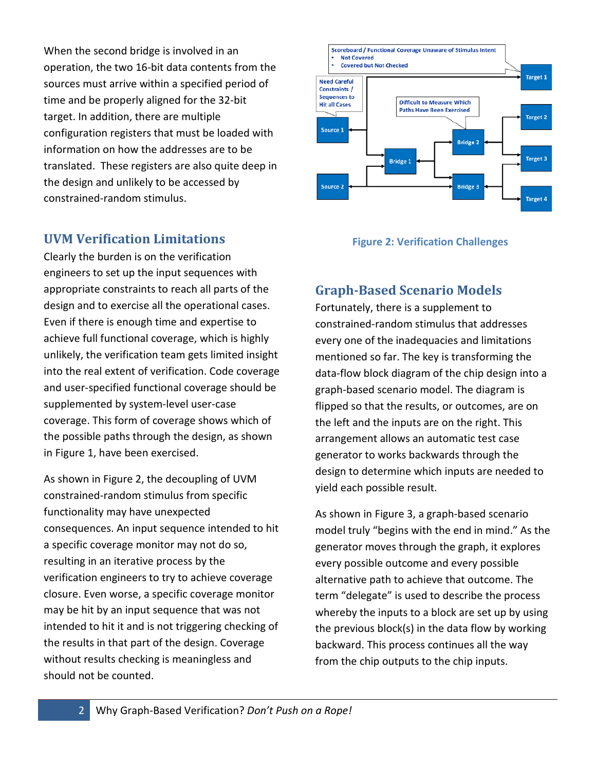When the second bridge is involved in an operation, the two 16-bit data contents from the sources must arrive within a specified period of time and be properly aligned for the 32-bit target. In addition, there are multiple configuration registers that must be loaded with information on how the addresses are to be translated. These registers are also quite deep in the design and unlikely to be accessed by constrained-random stimulus.

## UVM Verification Limitations

Clearly the burden is on the verification engineers to set up the input sequences with appropriate constraints to reach all parts of the design and to exercise all the operational cases. Even if there is enough time and expertise to achieve full functional coverage, which is highly unlikely, the verification team gets limited insight into the real extent of verification. Code coverage and user-specified functional coverage should be supplemented by system-level user-case coverage. This form of coverage shows which of the possible paths through the design, as shown in Figure 1, have been exercised.

As shown in Figure 2, the decoupling of UVM constrained-random stimulus from specific functionality may have unexpected consequences. An input sequence intended to hit a specific coverage monitor may not do so, resulting in an iterative process by the verification engineers to try to achieve coverage closure. Even worse, a specific coverage monitor may be hit by an input sequence that was not intended to hit it and is not triggering checking of the results in that part of the design. Coverage without results checking is meaningless and should not be counted.

Figure 2: Verification Challenges

## Graph-Based Scenario Models

Fortunately, there is a supplement to constrained-random stimulus that addresses every one of the inadequacies and limitations mentioned so far. The key is transforming the data-flow block diagram of the chip design into a graph-based scenario model. The diagram is flipped so that the results, or outcomes, are on the left and the inputs are on the right. This arrangement allows an automatic test case generator to works backwards through the design to determine which inputs are needed to yield each possible result.

As shown in Figure 3, a graph-based scenario model truly "begins with the end in mind." As the generator moves through the graph, it explores every possible outcome and every possible alternative path to achieve that outcome. The term "delegate" is used to describe the process whereby the inputs to a block are set up by using the previous block(s) in the data flow by working backward. This process continues all the way from the chip outputs to the chip inputs.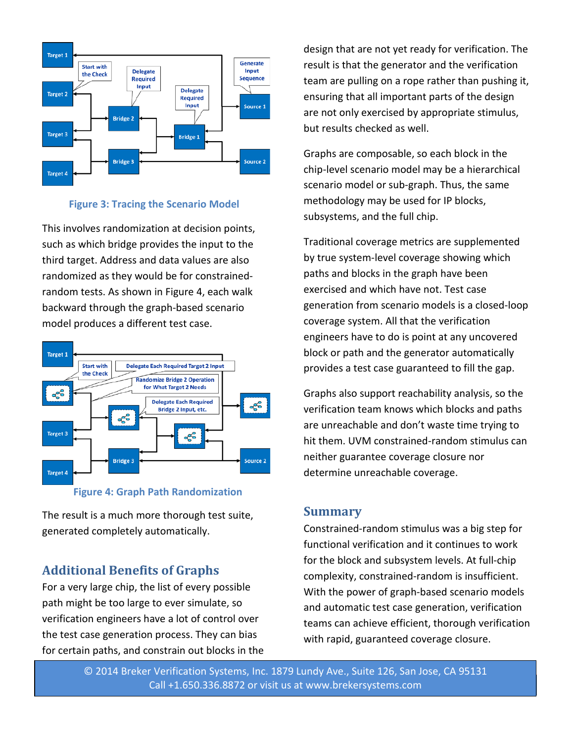Target 1

Start with the Check

Delegate Required Input

Generate Input Sequence

Target 2

Delegate Required Input

Source 1

Bridge 2

Target 3

Bridge 1

Target 4

Bridge 3

Source 2

**Figure 3: Tracing the Scenario Model**

This involves randomization at decision points, such as which bridge provides the input to the third target. Address and data values are also randomized as they would be for constrained-random tests. As shown in Figure 4, each walk backward through the graph-based scenario model produces a different test case.

Target 1

Start with the Check

Delegate Each Required Target 2 Input

Randomize Bridge 2 Operation for What Target 2 Needs

Delegate Each Required Bridge 2 Input, etc.

Target 3

Target 4

Bridge 3

Source 2

**Figure 4: Graph Path Randomization**

The result is a much more thorough test suite, generated completely automatically.

## Additional Benefits of Graphs

For a very large chip, the list of every possible path might be too large to ever simulate, so verification engineers have a lot of control over the test case generation process. They can bias for certain paths, and constrain out blocks in the design that are not yet ready for verification. The result is that the generator and the verification team are pulling on a rope rather than pushing it, ensuring that all important parts of the design are not only exercised by appropriate stimulus, but results checked as well.

Graphs are composable, so each block in the chip-level scenario model may be a hierarchical scenario model or sub-graph. Thus, the same methodology may be used for IP blocks, subsystems, and the full chip.

Traditional coverage metrics are supplemented by true system-level coverage showing which paths and blocks in the graph have been exercised and which have not. Test case generation from scenario models is a closed-loop coverage system. All that the verification engineers have to do is point at any uncovered block or path and the generator automatically provides a test case guaranteed to fill the gap.

Graphs also support reachability analysis, so the verification team knows which blocks and paths are unreachable and don't waste time trying to hit them. UVM constrained-random stimulus can neither guarantee coverage closure nor determine unreachable coverage.

## Summary

Constrained-random stimulus was a big step for functional verification and it continues to work for the block and subsystem levels. At full-chip complexity, constrained-random is insufficient. With the power of graph-based scenario models and automatic test case generation, verification teams can achieve efficient, thorough verification with rapid, guaranteed coverage closure.

© 2014 Breker Verification Systems, Inc. 1879 Lundy Ave., Suite 126, San Jose, CA 95131
Call +1.650.336.8872 or visit us at www.brekersystems.com